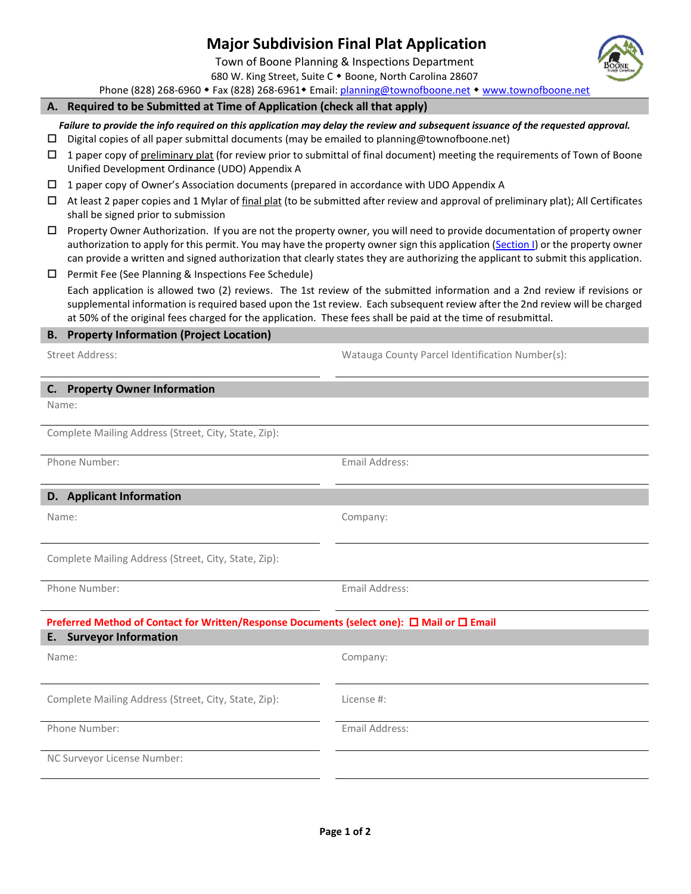# Major Subdivision Final Plat Application

Town of Boone Planning & Inspections Department
680 W. King Street, Suite C ◆ Boone, North Carolina 28607
Phone (828) 268-6960 ◆ Fax (828) 268-6961◆ Email: planning@townofboone.net ◆ www.townofboone.net

## A. Required to be Submitted at Time of Application (check all that apply)

***Failure to provide the info required on this application may delay the review and subsequent issuance of the requested approval.***

- ☐ Digital copies of all paper submittal documents (may be emailed to planning@townofboone.net)
- ☐ 1 paper copy of preliminary plat (for review prior to submittal of final document) meeting the requirements of Town of Boone Unified Development Ordinance (UDO) Appendix A
- ☐ 1 paper copy of Owner's Association documents (prepared in accordance with UDO Appendix A
- ☐ At least 2 paper copies and 1 Mylar of final plat (to be submitted after review and approval of preliminary plat); All Certificates shall be signed prior to submission
- ☐ Property Owner Authorization. If you are not the property owner, you will need to provide documentation of property owner authorization to apply for this permit. You may have the property owner sign this application (Section I) or the property owner can provide a written and signed authorization that clearly states they are authorizing the applicant to submit this application.
- ☐ Permit Fee (See Planning & Inspections Fee Schedule)

  Each application is allowed two (2) reviews. The 1st review of the submitted information and a 2nd review if revisions or supplemental information is required based upon the 1st review. Each subsequent review after the 2nd review will be charged at 50% of the original fees charged for the application. These fees shall be paid at the time of resubmittal.

## B. Property Information (Project Location)

Street Address: ____________________

Watauga County Parcel Identification Number(s): ____________________

## C. Property Owner Information

Name: ____________________

Complete Mailing Address (Street, City, State, Zip): ____________________

Phone Number: ____________________

Email Address: ____________________

## D. Applicant Information

Name: ____________________

Company: ____________________

Complete Mailing Address (Street, City, State, Zip): ____________________

Phone Number: ____________________

Email Address: ____________________

**Preferred Method of Contact for Written/Response Documents (select one): ☐ Mail or ☐ Email**

## E. Surveyor Information

Name: ____________________

Company: ____________________

Complete Mailing Address (Street, City, State, Zip): ____________________

License #: ____________________

Phone Number: ____________________

Email Address: ____________________

NC Surveyor License Number: ____________________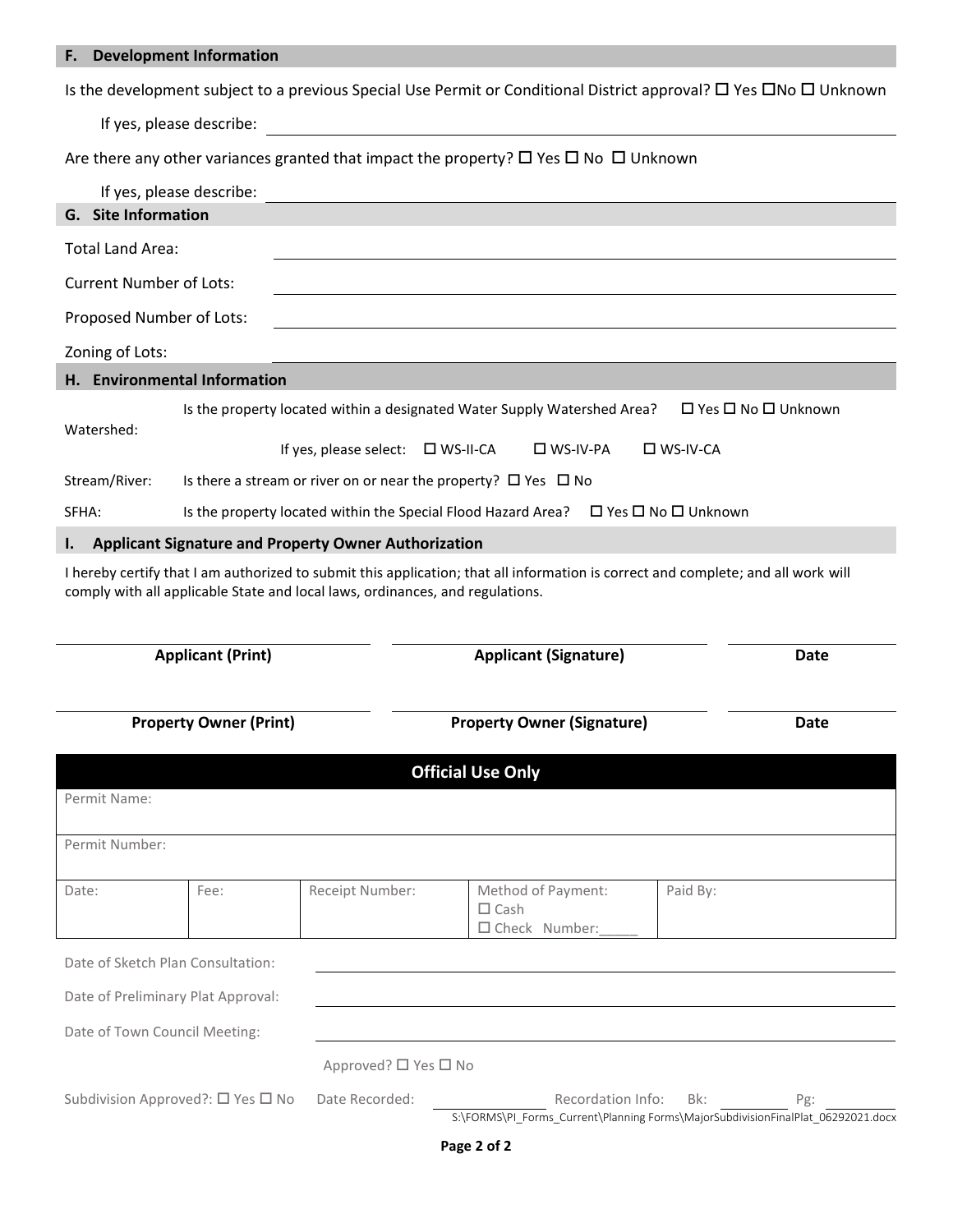## F. Development Information

Is the development subject to a previous Special Use Permit or Conditional District approval? ☐ Yes ☐No ☐ Unknown

If yes, please describe: \_\_\_\_\_\_\_\_\_\_\_\_\_\_\_\_\_\_\_\_\_\_\_\_\_\_\_\_\_\_

Are there any other variances granted that impact the property? ☐ Yes ☐ No ☐ Unknown

If yes, please describe: \_\_\_\_\_\_\_\_\_\_\_\_\_\_\_\_\_\_\_\_\_\_\_\_\_\_\_\_\_\_

## G. Site Information

Total Land Area: \_\_\_\_\_\_\_\_\_\_\_\_\_\_\_\_\_\_\_\_\_\_\_\_\_\_\_\_\_\_

Current Number of Lots: \_\_\_\_\_\_\_\_\_\_\_\_\_\_\_\_\_\_\_\_\_\_\_\_\_\_\_\_\_\_

Proposed Number of Lots: \_\_\_\_\_\_\_\_\_\_\_\_\_\_\_\_\_\_\_\_\_\_\_\_\_\_\_\_\_\_

Zoning of Lots: \_\_\_\_\_\_\_\_\_\_\_\_\_\_\_\_\_\_\_\_\_\_\_\_\_\_\_\_\_\_

## H. Environmental Information

Watershed: Is the property located within a designated Water Supply Watershed Area? ☐ Yes ☐ No ☐ Unknown

If yes, please select: ☐ WS-II-CA ☐ WS-IV-PA ☐ WS-IV-CA

Stream/River: Is there a stream or river on or near the property? ☐ Yes ☐ No

SFHA: Is the property located within the Special Flood Hazard Area? ☐ Yes ☐ No ☐ Unknown

## I. Applicant Signature and Property Owner Authorization

I hereby certify that I am authorized to submit this application; that all information is correct and complete; and all work will comply with all applicable State and local laws, ordinances, and regulations.

| | | |
|---|---|---|
| **Applicant (Print)** | **Applicant (Signature)** | **Date** |
| **Property Owner (Print)** | **Property Owner (Signature)** | **Date** |

## Official Use Only

| | | | | |
|---|---|---|---|---|
| Permit Name: | | | | |
| Permit Number: | | | | |
| Date: | Fee: | Receipt Number: | Method of Payment:<br>☐ Cash<br>☐ Check Number:\_\_\_\_\_ | Paid By: |

Date of Sketch Plan Consultation: \_\_\_\_\_\_\_\_\_\_\_\_\_\_\_\_\_\_\_\_\_\_\_\_\_\_\_\_\_\_

Date of Preliminary Plat Approval: \_\_\_\_\_\_\_\_\_\_\_\_\_\_\_\_\_\_\_\_\_\_\_\_\_\_\_\_\_\_

Date of Town Council Meeting: \_\_\_\_\_\_\_\_\_\_\_\_\_\_\_\_\_\_\_\_\_\_\_\_\_\_\_\_\_\_

Approved? ☐ Yes ☐ No

Subdivision Approved?: ☐ Yes ☐ No Date Recorded: \_\_\_\_\_\_\_\_\_\_ Recordation Info: Bk: \_\_\_\_\_\_\_\_ Pg: \_\_\_\_\_\_\_\_

S:\FORMS\PI_Forms_Current\Planning Forms\MajorSubdivisionFinalPlat_06292021.docx